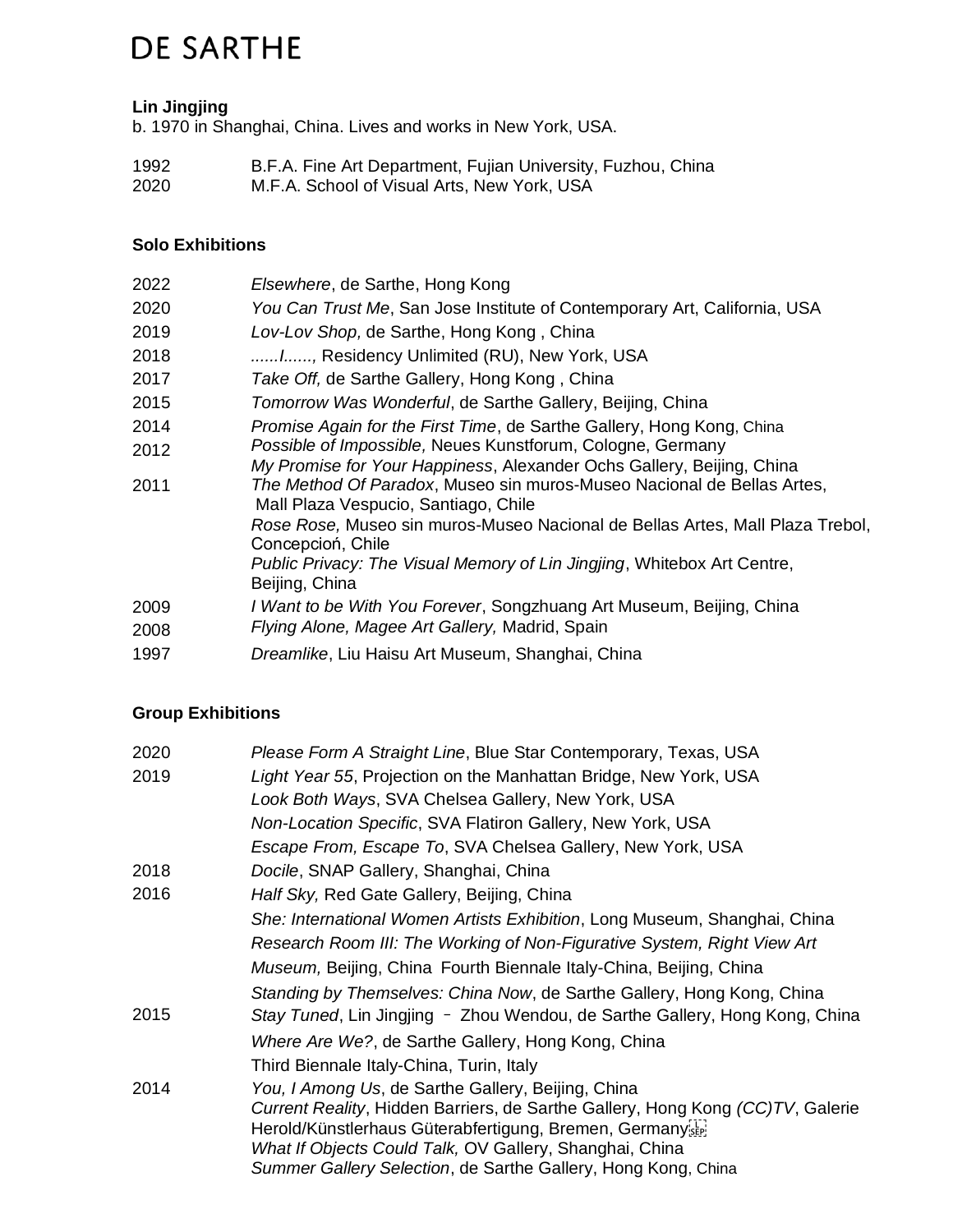# DE SARTHE

**Lin Jingjing**

b. 1970 in Shanghai, China. Lives and works in New York, USA.

1992 B.F.A. Fine Art Department, Fujian University, Fuzhou, China
2020 M.F.A. School of Visual Arts, New York, USA

## Solo Exhibitions

| | |
|---|---|
| 2022 | *Elsewhere*, de Sarthe, Hong Kong |
| 2020 | *You Can Trust Me*, San Jose Institute of Contemporary Art, California, USA |
| 2019 | *Lov-Lov Shop,* de Sarthe, Hong Kong , China |
| 2018 | *......I......,* Residency Unlimited (RU), New York, USA |
| 2017 | *Take Off,* de Sarthe Gallery, Hong Kong , China |
| 2015 | *Tomorrow Was Wonderful*, de Sarthe Gallery, Beijing, China |
| 2014 | *Promise Again for the First Time*, de Sarthe Gallery, Hong Kong, China |
| 2012 | *Possible of Impossible,* Neues Kunstforum, Cologne, Germany |
| | *My Promise for Your Happiness*, Alexander Ochs Gallery, Beijing, China |
| 2011 | *The Method Of Paradox*, Museo sin muros-Museo Nacional de Bellas Artes, Mall Plaza Vespucio, Santiago, Chile |
| | *Rose Rose,* Museo sin muros-Museo Nacional de Bellas Artes, Mall Plaza Trebol, Concepcioń, Chile |
| | *Public Privacy: The Visual Memory of Lin Jingjing*, Whitebox Art Centre, Beijing, China |
| 2009 | *I Want to be With You Forever*, Songzhuang Art Museum, Beijing, China |
| 2008 | *Flying Alone, Magee Art Gallery,* Madrid, Spain |
| 1997 | *Dreamlike*, Liu Haisu Art Museum, Shanghai, China |

## Group Exhibitions

| | |
|---|---|
| 2020 | *Please Form A Straight Line*, Blue Star Contemporary, Texas, USA |
| 2019 | *Light Year 55*, Projection on the Manhattan Bridge, New York, USA |
| | *Look Both Ways*, SVA Chelsea Gallery, New York, USA |
| | *Non-Location Specific*, SVA Flatiron Gallery, New York, USA |
| | *Escape From, Escape To*, SVA Chelsea Gallery, New York, USA |
| 2018 | *Docile*, SNAP Gallery, Shanghai, China |
| 2016 | *Half Sky,* Red Gate Gallery, Beijing, China |
| | *She: International Women Artists Exhibition*, Long Museum, Shanghai, China |
| | *Research Room III: The Working of Non-Figurative System, Right View Art Museum,* Beijing, China Fourth Biennale Italy-China, Beijing, China |
| | *Standing by Themselves: China Now*, de Sarthe Gallery, Hong Kong, China |
| 2015 | *Stay Tuned*, Lin Jingjing – Zhou Wendou, de Sarthe Gallery, Hong Kong, China |
| | *Where Are We?*, de Sarthe Gallery, Hong Kong, China |
| | Third Biennale Italy-China, Turin, Italy |
| 2014 | *You, I Among Us*, de Sarthe Gallery, Beijing, China |
| | *Current Reality*, Hidden Barriers, de Sarthe Gallery, Hong Kong *(CC)TV*, Galerie Herold/Künstlerhaus Güterabfertigung, Bremen, Germany |
| | *What If Objects Could Talk,* OV Gallery, Shanghai, China |
| | *Summer Gallery Selection*, de Sarthe Gallery, Hong Kong, China |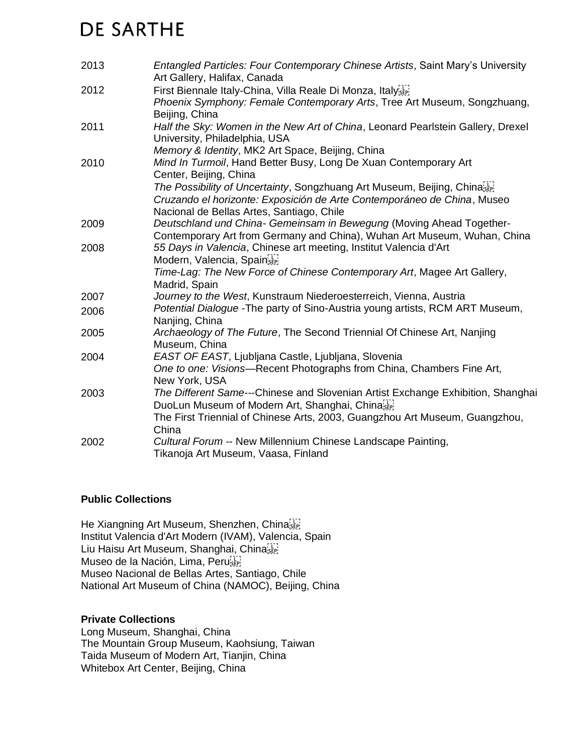| | |
|---|---|
| 2013 | *Entangled Particles: Four Contemporary Chinese Artists*, Saint Mary's University Art Gallery, Halifax, Canada |
| 2012 | First Biennale Italy-China, Villa Reale Di Monza, Italy<br>*Phoenix Symphony: Female Contemporary Arts*, Tree Art Museum, Songzhuang, Beijing, China |
| 2011 | *Half the Sky: Women in the New Art of China*, Leonard Pearlstein Gallery, Drexel University, Philadelphia, USA<br>*Memory & Identity*, MK2 Art Space, Beijing, China |
| 2010 | *Mind In Turmoil*, Hand Better Busy, Long De Xuan Contemporary Art Center, Beijing, China<br>*The Possibility of Uncertainty*, Songzhuang Art Museum, Beijing, China<br>*Cruzando el horizonte: Exposición de Arte Contemporáneo de China*, Museo Nacional de Bellas Artes, Santiago, Chile |
| 2009 | *Deutschland und China- Gemeinsam in Bewegung* (Moving Ahead Together-Contemporary Art from Germany and China), Wuhan Art Museum, Wuhan, China |
| 2008 | *55 Days in Valencia*, Chinese art meeting, Institut Valencia d'Art Modern, Valencia, Spain<br>*Time-Lag: The New Force of Chinese Contemporary Art*, Magee Art Gallery, Madrid, Spain |
| 2007 | *Journey to the West*, Kunstraum Niederoesterreich, Vienna, Austria |
| 2006 | *Potential Dialogue* -The party of Sino-Austria young artists, RCM ART Museum, Nanjing, China |
| 2005 | *Archaeology of The Future*, The Second Triennial Of Chinese Art, Nanjing Museum, China |
| 2004 | *EAST OF EAST*, Ljubljana Castle, Ljubljana, Slovenia<br>*One to one: Visions*—Recent Photographs from China, Chambers Fine Art, New York, USA |
| 2003 | *The Different Same*---Chinese and Slovenian Artist Exchange Exhibition, Shanghai DuoLun Museum of Modern Art, Shanghai, China<br>The First Triennial of Chinese Arts, 2003, Guangzhou Art Museum, Guangzhou, China |
| 2002 | *Cultural Forum* -- New Millennium Chinese Landscape Painting, Tikanoja Art Museum, Vaasa, Finland |

**Public Collections**

He Xiangning Art Museum, Shenzhen, China
Institut Valencia d'Art Modern (IVAM), Valencia, Spain
Liu Haisu Art Museum, Shanghai, China
Museo de la Nación, Lima, Peru
Museo Nacional de Bellas Artes, Santiago, Chile
National Art Museum of China (NAMOC), Beijing, China

**Private Collections**

Long Museum, Shanghai, China
The Mountain Group Museum, Kaohsiung, Taiwan
Taida Museum of Modern Art, Tianjin, China
Whitebox Art Center, Beijing, China